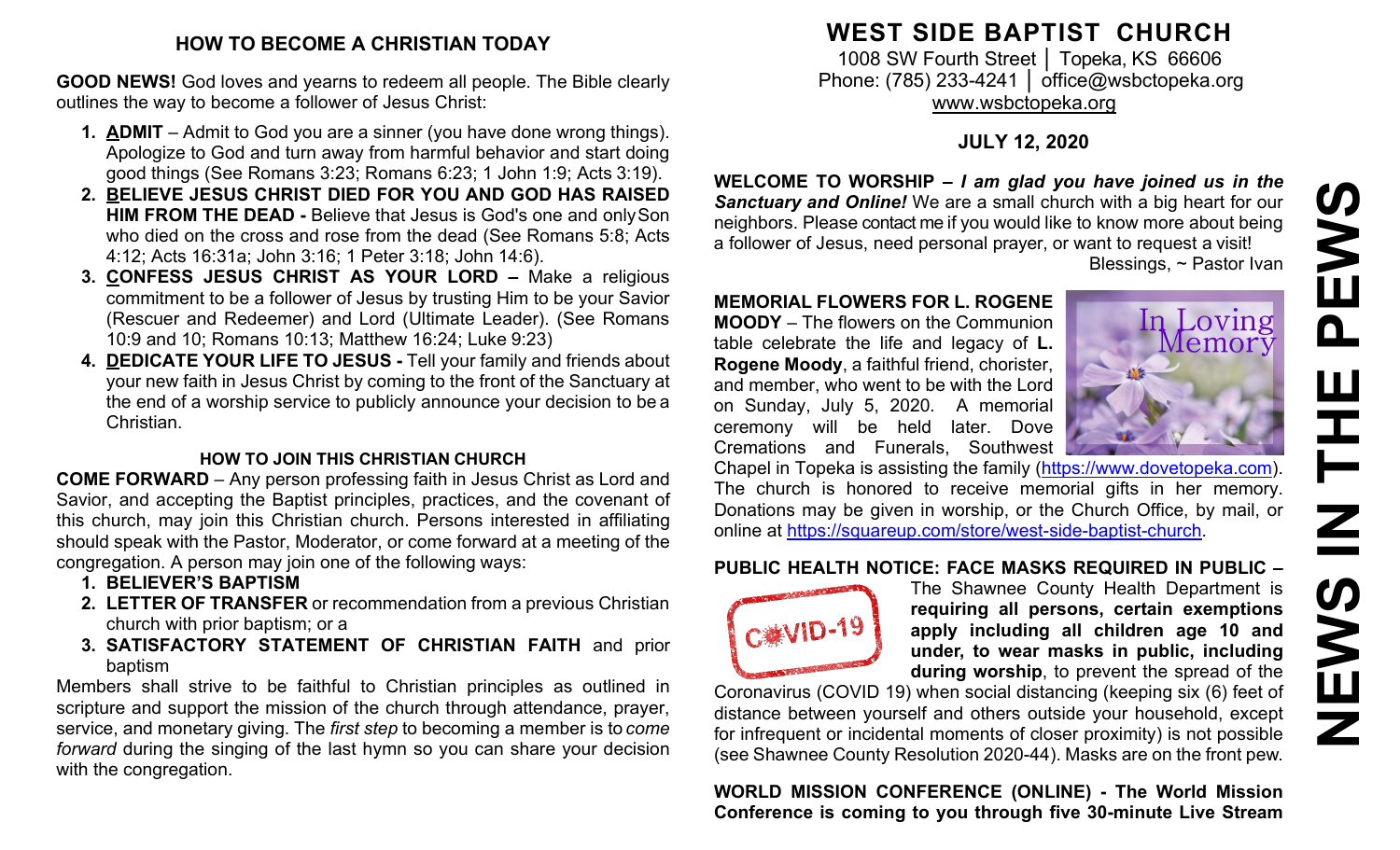## HOW TO BECOME A CHRISTIAN TODAY

**GOOD NEWS!** God loves and yearns to redeem all people. The Bible clearly outlines the way to become a follower of Jesus Christ:

1. **ADMIT** – Admit to God you are a sinner (you have done wrong things). Apologize to God and turn away from harmful behavior and start doing good things (See Romans 3:23; Romans 6:23; 1 John 1:9; Acts 3:19).
2. **BELIEVE JESUS CHRIST DIED FOR YOU AND GOD HAS RAISED HIM FROM THE DEAD -** Believe that Jesus is God's one and only Son who died on the cross and rose from the dead (See Romans 5:8; Acts 4:12; Acts 16:31a; John 3:16; 1 Peter 3:18; John 14:6).
3. **CONFESS JESUS CHRIST AS YOUR LORD –** Make a religious commitment to be a follower of Jesus by trusting Him to be your Savior (Rescuer and Redeemer) and Lord (Ultimate Leader). (See Romans 10:9 and 10; Romans 10:13; Matthew 16:24; Luke 9:23)
4. **DEDICATE YOUR LIFE TO JESUS -** Tell your family and friends about your new faith in Jesus Christ by coming to the front of the Sanctuary at the end of a worship service to publicly announce your decision to be a Christian.

### HOW TO JOIN THIS CHRISTIAN CHURCH

**COME FORWARD** – Any person professing faith in Jesus Christ as Lord and Savior, and accepting the Baptist principles, practices, and the covenant of this church, may join this Christian church. Persons interested in affiliating should speak with the Pastor, Moderator, or come forward at a meeting of the congregation. A person may join one of the following ways:

1. **BELIEVER'S BAPTISM**
2. **LETTER OF TRANSFER** or recommendation from a previous Christian church with prior baptism; or a
3. **SATISFACTORY STATEMENT OF CHRISTIAN FAITH** and prior baptism

Members shall strive to be faithful to Christian principles as outlined in scripture and support the mission of the church through attendance, prayer, service, and monetary giving. The *first step* to becoming a member is to *come forward* during the singing of the last hymn so you can share your decision with the congregation.

# WEST SIDE BAPTIST CHURCH

1008 SW Fourth Street │ Topeka, KS 66606
Phone: (785) 233-4241 │ office@wsbctopeka.org
www.wsbctopeka.org

**JULY 12, 2020**

**WELCOME TO WORSHIP –** ***I am glad you have joined us in the Sanctuary and Online!*** We are a small church with a big heart for our neighbors. Please contact me if you would like to know more about being a follower of Jesus, need personal prayer, or want to request a visit!
Blessings, ~ Pastor Ivan

**MEMORIAL FLOWERS FOR L. ROGENE MOODY** – The flowers on the Communion table celebrate the life and legacy of **L. Rogene Moody**, a faithful friend, chorister, and member, who went to be with the Lord on Sunday, July 5, 2020. A memorial ceremony will be held later. Dove Cremations and Funerals, Southwest Chapel in Topeka is assisting the family (https://www.dovetopeka.com). The church is honored to receive memorial gifts in her memory. Donations may be given in worship, or the Church Office, by mail, or online at https://squareup.com/store/west-side-baptist-church.

**PUBLIC HEALTH NOTICE: FACE MASKS REQUIRED IN PUBLIC –** The Shawnee County Health Department is **requiring all persons, certain exemptions apply including all children age 10 and under, to wear masks in public, including during worship**, to prevent the spread of the Coronavirus (COVID 19) when social distancing (keeping six (6) feet of distance between yourself and others outside your household, except for infrequent or incidental moments of closer proximity) is not possible (see Shawnee County Resolution 2020-44). Masks are on the front pew.

**WORLD MISSION CONFERENCE (ONLINE) - The World Mission Conference is coming to you through five 30-minute Live Stream**

# NEWS IN THE PEWS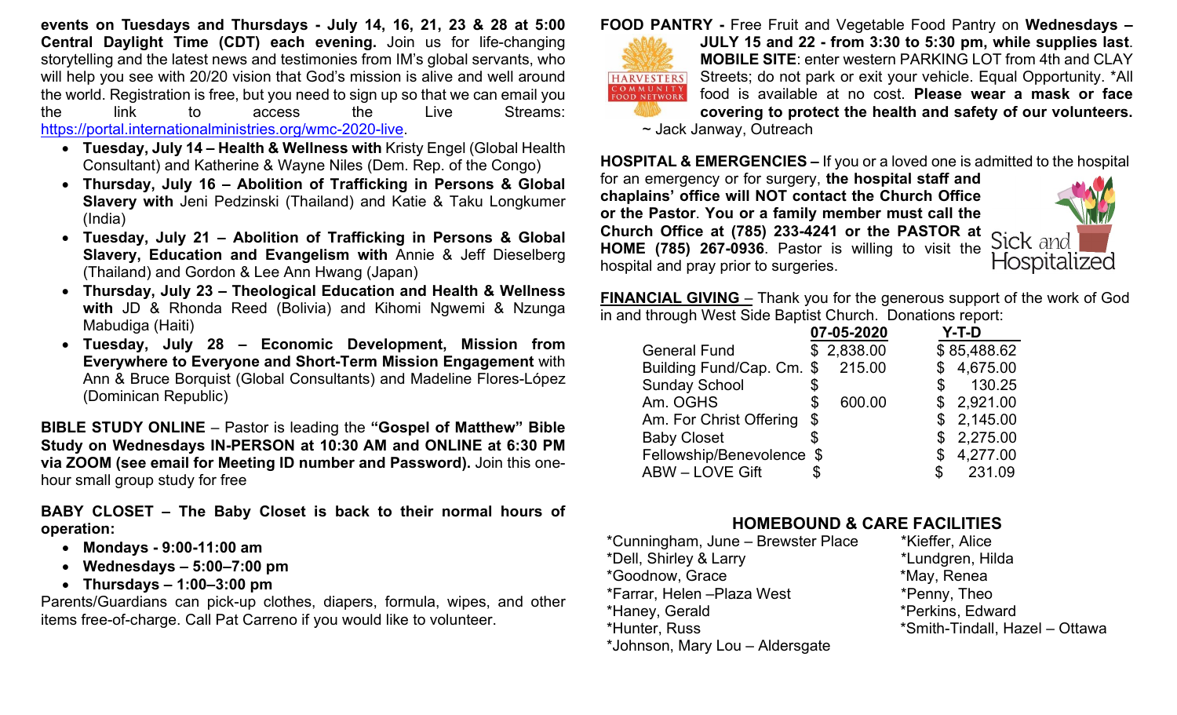**events on Tuesdays and Thursdays - July 14, 16, 21, 23 & 28 at 5:00 Central Daylight Time (CDT) each evening.** Join us for life-changing storytelling and the latest news and testimonies from IM's global servants, who will help you see with 20/20 vision that God's mission is alive and well around the world. Registration is free, but you need to sign up so that we can email you the link to access the Live Streams: https://portal.internationalministries.org/wmc-2020-live.

- **Tuesday, July 14 – Health & Wellness with** Kristy Engel (Global Health Consultant) and Katherine & Wayne Niles (Dem. Rep. of the Congo)
- **Thursday, July 16 – Abolition of Trafficking in Persons & Global Slavery with** Jeni Pedzinski (Thailand) and Katie & Taku Longkumer (India)
- **Tuesday, July 21 – Abolition of Trafficking in Persons & Global Slavery, Education and Evangelism with** Annie & Jeff Dieselberg (Thailand) and Gordon & Lee Ann Hwang (Japan)
- **Thursday, July 23 – Theological Education and Health & Wellness with** JD & Rhonda Reed (Bolivia) and Kihomi Ngwemi & Nzunga Mabudiga (Haiti)
- **Tuesday, July 28 – Economic Development, Mission from Everywhere to Everyone and Short-Term Mission Engagement** with Ann & Bruce Borquist (Global Consultants) and Madeline Flores-López (Dominican Republic)

**BIBLE STUDY ONLINE** – Pastor is leading the **"Gospel of Matthew" Bible Study on Wednesdays IN-PERSON at 10:30 AM and ONLINE at 6:30 PM via ZOOM (see email for Meeting ID number and Password).** Join this one-hour small group study for free

**BABY CLOSET – The Baby Closet is back to their normal hours of operation:**

- **Mondays - 9:00-11:00 am**
- **Wednesdays – 5:00–7:00 pm**
- **Thursdays – 1:00–3:00 pm**

Parents/Guardians can pick-up clothes, diapers, formula, wipes, and other items free-of-charge. Call Pat Carreno if you would like to volunteer.

**FOOD PANTRY -** Free Fruit and Vegetable Food Pantry on **Wednesdays – JULY 15 and 22 - from 3:30 to 5:30 pm, while supplies last**. **MOBILE SITE**: enter western PARKING LOT from 4th and CLAY Streets; do not park or exit your vehicle. Equal Opportunity. *All food is available at no cost. **Please wear a mask or face covering to protect the health and safety of our volunteers.**
~ Jack Janway, Outreach

**HOSPITAL & EMERGENCIES –** If you or a loved one is admitted to the hospital for an emergency or for surgery, **the hospital staff and chaplains' office will NOT contact the Church Office or the Pastor**. **You or a family member must call the Church Office at (785) 233-4241 or the PASTOR at HOME (785) 267-0936**. Pastor is willing to visit the hospital and pray prior to surgeries.

**FINANCIAL GIVING** – Thank you for the generous support of the work of God in and through West Side Baptist Church. Donations report:

| | 07-05-2020 | Y-T-D |
|---|---|---|
| General Fund | $ 2,838.00 | $ 85,488.62 |
| Building Fund/Cap. Cm. | $ 215.00 | $ 4,675.00 |
| Sunday School | $ | $ 130.25 |
| Am. OGHS | $ 600.00 | $ 2,921.00 |
| Am. For Christ Offering | $ | $ 2,145.00 |
| Baby Closet | $ | $ 2,275.00 |
| Fellowship/Benevolence | $ | $ 4,277.00 |
| ABW – LOVE Gift | $ | $ 231.09 |

## HOMEBOUND & CARE FACILITIES

*Cunningham, June – Brewster Place
*Dell, Shirley & Larry
*Goodnow, Grace
*Farrar, Helen –Plaza West
*Haney, Gerald
*Hunter, Russ
*Johnson, Mary Lou – Aldersgate
*Kieffer, Alice
*Lundgren, Hilda
*May, Renea
*Penny, Theo
*Perkins, Edward
*Smith-Tindall, Hazel – Ottawa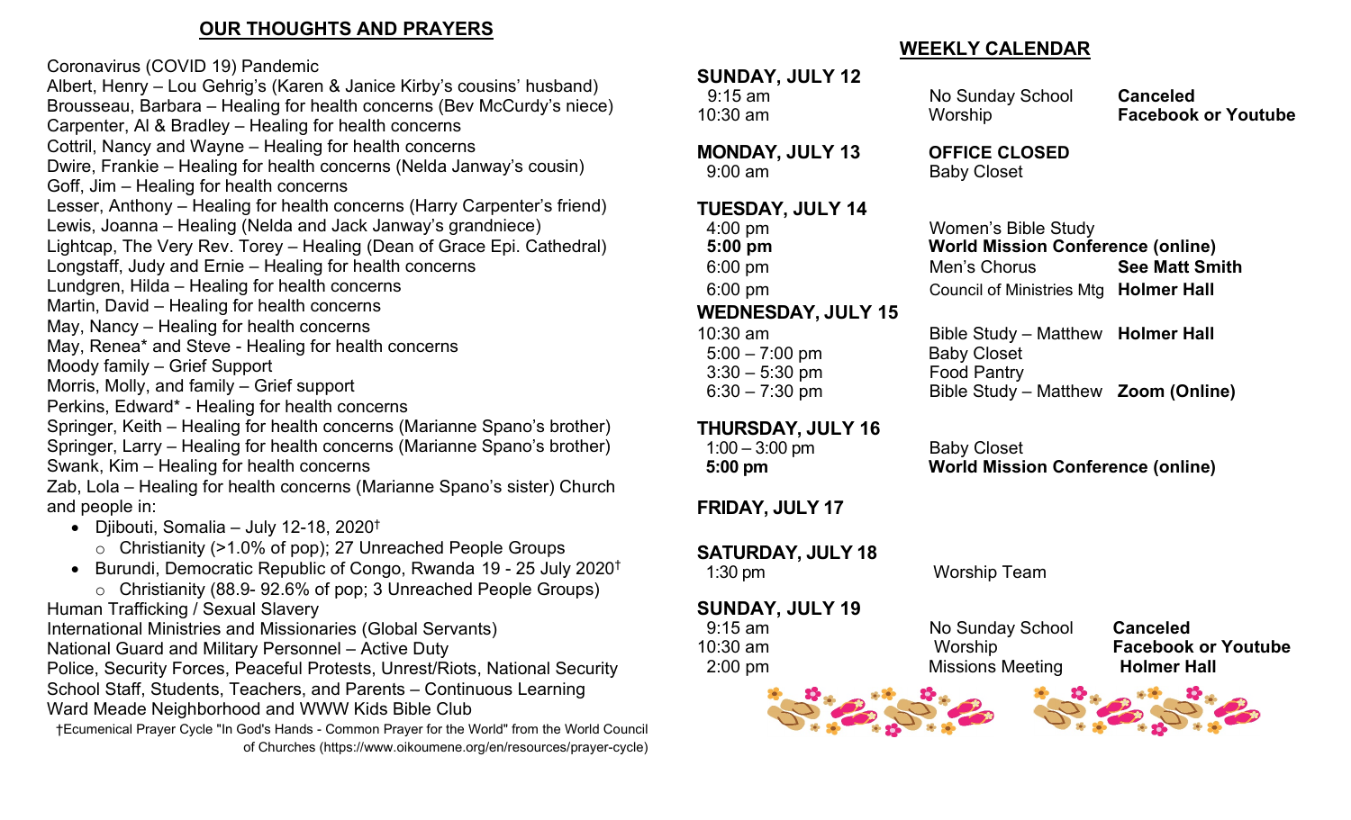## OUR THOUGHTS AND PRAYERS

Coronavirus (COVID 19) Pandemic
Albert, Henry – Lou Gehrig's (Karen & Janice Kirby's cousins' husband)
Brousseau, Barbara – Healing for health concerns (Bev McCurdy's niece)
Carpenter, Al & Bradley – Healing for health concerns
Cottril, Nancy and Wayne – Healing for health concerns
Dwire, Frankie – Healing for health concerns (Nelda Janway's cousin)
Goff, Jim – Healing for health concerns
Lesser, Anthony – Healing for health concerns (Harry Carpenter's friend)
Lewis, Joanna – Healing (Nelda and Jack Janway's grandniece)
Lightcap, The Very Rev. Torey – Healing (Dean of Grace Epi. Cathedral)
Longstaff, Judy and Ernie – Healing for health concerns
Lundgren, Hilda – Healing for health concerns
Martin, David – Healing for health concerns
May, Nancy – Healing for health concerns
May, Renea* and Steve - Healing for health concerns
Moody family – Grief Support
Morris, Molly, and family – Grief support
Perkins, Edward* - Healing for health concerns
Springer, Keith – Healing for health concerns (Marianne Spano's brother)
Springer, Larry – Healing for health concerns (Marianne Spano's brother)
Swank, Kim – Healing for health concerns
Zab, Lola – Healing for health concerns (Marianne Spano's sister) Church and people in:

- Djibouti, Somalia – July 12-18, 2020†
  - Christianity (>1.0% of pop); 27 Unreached People Groups
- Burundi, Democratic Republic of Congo, Rwanda 19 - 25 July 2020†
  - Christianity (88.9- 92.6% of pop; 3 Unreached People Groups)

Human Trafficking / Sexual Slavery
International Ministries and Missionaries (Global Servants)
National Guard and Military Personnel – Active Duty
Police, Security Forces, Peaceful Protests, Unrest/Riots, National Security
School Staff, Students, Teachers, and Parents – Continuous Learning
Ward Meade Neighborhood and WWW Kids Bible Club

†Ecumenical Prayer Cycle "In God's Hands - Common Prayer for the World" from the World Council of Churches (https://www.oikoumene.org/en/resources/prayer-cycle)

## WEEKLY CALENDAR

**SUNDAY, JULY 12**

| | | |
|---|---|---|
| 9:15 am | No Sunday School | **Canceled** |
| 10:30 am | Worship | **Facebook or Youtube** |

**MONDAY, JULY 13** — **OFFICE CLOSED**

| | | |
|---|---|---|
| 9:00 am | Baby Closet | |

**TUESDAY, JULY 14**

| | | |
|---|---|---|
| 4:00 pm | Women's Bible Study | |
| **5:00 pm** | **World Mission Conference (online)** | |
| 6:00 pm | Men's Chorus | **See Matt Smith** |
| 6:00 pm | Council of Ministries Mtg | **Holmer Hall** |

**WEDNESDAY, JULY 15**

| | | |
|---|---|---|
| 10:30 am | Bible Study – Matthew | **Holmer Hall** |
| 5:00 – 7:00 pm | Baby Closet | |
| 3:30 – 5:30 pm | Food Pantry | |
| 6:30 – 7:30 pm | Bible Study – Matthew | **Zoom (Online)** |

**THURSDAY, JULY 16**

| | | |
|---|---|---|
| 1:00 – 3:00 pm | Baby Closet | |
| **5:00 pm** | **World Mission Conference (online)** | |

**FRIDAY, JULY 17**

**SATURDAY, JULY 18**

| | | |
|---|---|---|
| 1:30 pm | Worship Team | |

**SUNDAY, JULY 19**

| | | |
|---|---|---|
| 9:15 am | No Sunday School | **Canceled** |
| 10:30 am | Worship | **Facebook or Youtube** |
| 2:00 pm | Missions Meeting | **Holmer Hall** |